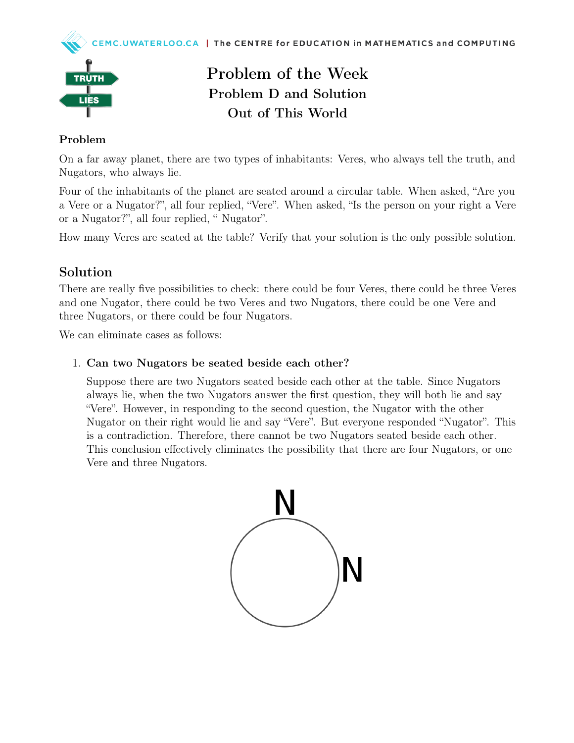# Problem of the Week

## Problem D and Solution

## Out of This World

### Problem

On a far away planet, there are two types of inhabitants: Veres, who always tell the truth, and Nugators, who always lie.

Four of the inhabitants of the planet are seated around a circular table. When asked, "Are you a Vere or a Nugator?", all four replied, "Vere". When asked, "Is the person on your right a Vere or a Nugator?", all four replied, " Nugator".

How many Veres are seated at the table? Verify that your solution is the only possible solution.

## Solution

There are really five possibilities to check: there could be four Veres, there could be three Veres and one Nugator, there could be two Veres and two Nugators, there could be one Vere and three Nugators, or there could be four Nugators.

We can eliminate cases as follows:

1. **Can two Nugators be seated beside each other?**

   Suppose there are two Nugators seated beside each other at the table. Since Nugators always lie, when the two Nugators answer the first question, they will both lie and say "Vere". However, in responding to the second question, the Nugator with the other Nugator on their right would lie and say "Vere". But everyone responded "Nugator". This is a contradiction. Therefore, there cannot be two Nugators seated beside each other. This conclusion effectively eliminates the possibility that there are four Nugators, or one Vere and three Nugators.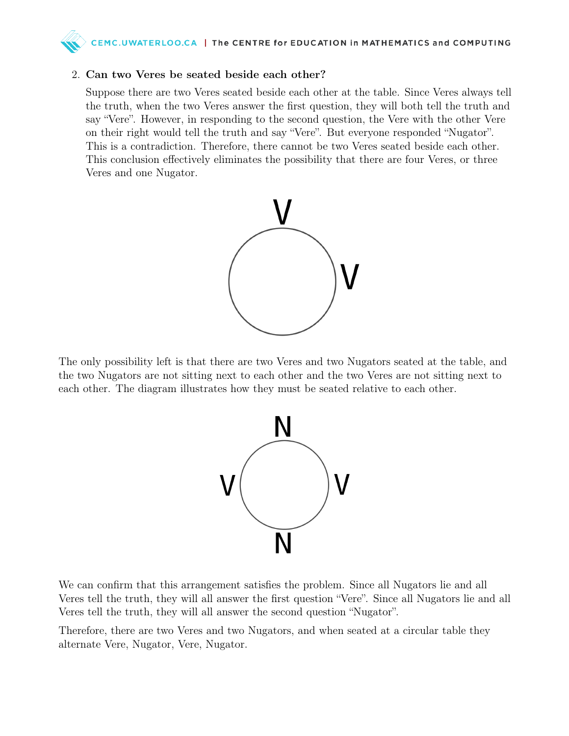2. **Can two Veres be seated beside each other?**

   Suppose there are two Veres seated beside each other at the table. Since Veres always tell the truth, when the two Veres answer the first question, they will both tell the truth and say "Vere". However, in responding to the second question, the Vere with the other Vere on their right would tell the truth and say "Vere". But everyone responded "Nugator". This is a contradiction. Therefore, there cannot be two Veres seated beside each other. This conclusion effectively eliminates the possibility that there are four Veres, or three Veres and one Nugator.

V

V

The only possibility left is that there are two Veres and two Nugators seated at the table, and the two Nugators are not sitting next to each other and the two Veres are not sitting next to each other. The diagram illustrates how they must be seated relative to each other.

N

V

V

N

We can confirm that this arrangement satisfies the problem. Since all Nugators lie and all Veres tell the truth, they will all answer the first question "Vere". Since all Nugators lie and all Veres tell the truth, they will all answer the second question "Nugator".

Therefore, there are two Veres and two Nugators, and when seated at a circular table they alternate Vere, Nugator, Vere, Nugator.